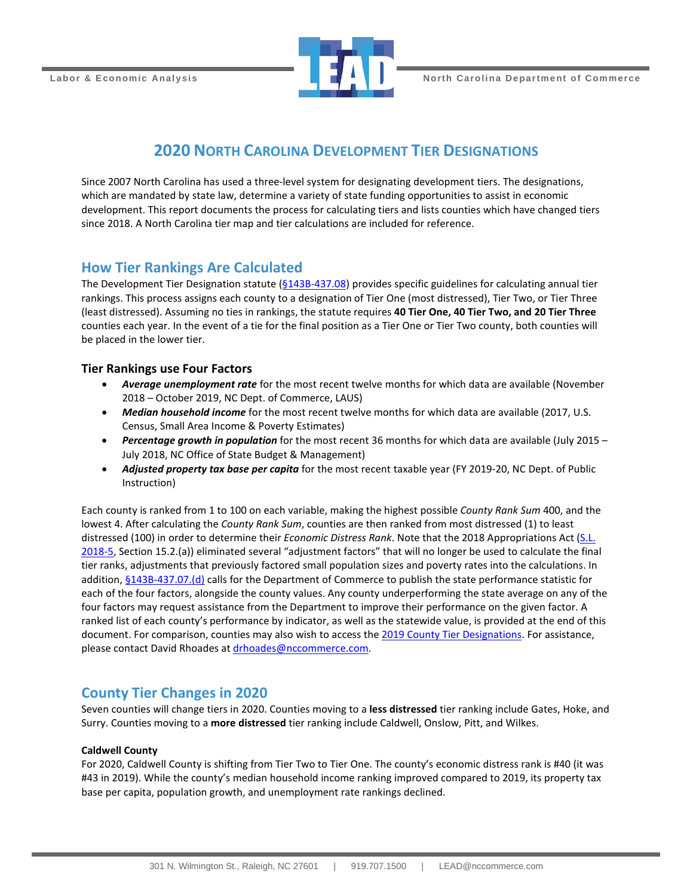# 2020 North Carolina Development Tier Designations

Since 2007 North Carolina has used a three-level system for designating development tiers. The designations, which are mandated by state law, determine a variety of state funding opportunities to assist in economic development. This report documents the process for calculating tiers and lists counties which have changed tiers since 2018. A North Carolina tier map and tier calculations are included for reference.

## How Tier Rankings Are Calculated

The Development Tier Designation statute (§143B-437.08) provides specific guidelines for calculating annual tier rankings. This process assigns each county to a designation of Tier One (most distressed), Tier Two, or Tier Three (least distressed). Assuming no ties in rankings, the statute requires **40 Tier One, 40 Tier Two, and 20 Tier Three** counties each year. In the event of a tie for the final position as a Tier One or Tier Two county, both counties will be placed in the lower tier.

### Tier Rankings use Four Factors

- ***Average unemployment rate*** for the most recent twelve months for which data are available (November 2018 – October 2019, NC Dept. of Commerce, LAUS)
- ***Median household income*** for the most recent twelve months for which data are available (2017, U.S. Census, Small Area Income & Poverty Estimates)
- ***Percentage growth in population*** for the most recent 36 months for which data are available (July 2015 – July 2018, NC Office of State Budget & Management)
- ***Adjusted property tax base per capita*** for the most recent taxable year (FY 2019-20, NC Dept. of Public Instruction)

Each county is ranked from 1 to 100 on each variable, making the highest possible *County Rank Sum* 400, and the lowest 4. After calculating the *County Rank Sum*, counties are then ranked from most distressed (1) to least distressed (100) in order to determine their *Economic Distress Rank*. Note that the 2018 Appropriations Act (S.L. 2018-5, Section 15.2.(a)) eliminated several "adjustment factors" that will no longer be used to calculate the final tier ranks, adjustments that previously factored small population sizes and poverty rates into the calculations. In addition, §143B-437.07.(d) calls for the Department of Commerce to publish the state performance statistic for each of the four factors, alongside the county values. Any county underperforming the state average on any of the four factors may request assistance from the Department to improve their performance on the given factor. A ranked list of each county's performance by indicator, as well as the statewide value, is provided at the end of this document. For comparison, counties may also wish to access the 2019 County Tier Designations. For assistance, please contact David Rhoades at drhoades@nccommerce.com.

## County Tier Changes in 2020

Seven counties will change tiers in 2020. Counties moving to a **less distressed** tier ranking include Gates, Hoke, and Surry. Counties moving to a **more distressed** tier ranking include Caldwell, Onslow, Pitt, and Wilkes.

**Caldwell County**

For 2020, Caldwell County is shifting from Tier Two to Tier One. The county's economic distress rank is #40 (it was #43 in 2019). While the county's median household income ranking improved compared to 2019, its property tax base per capita, population growth, and unemployment rate rankings declined.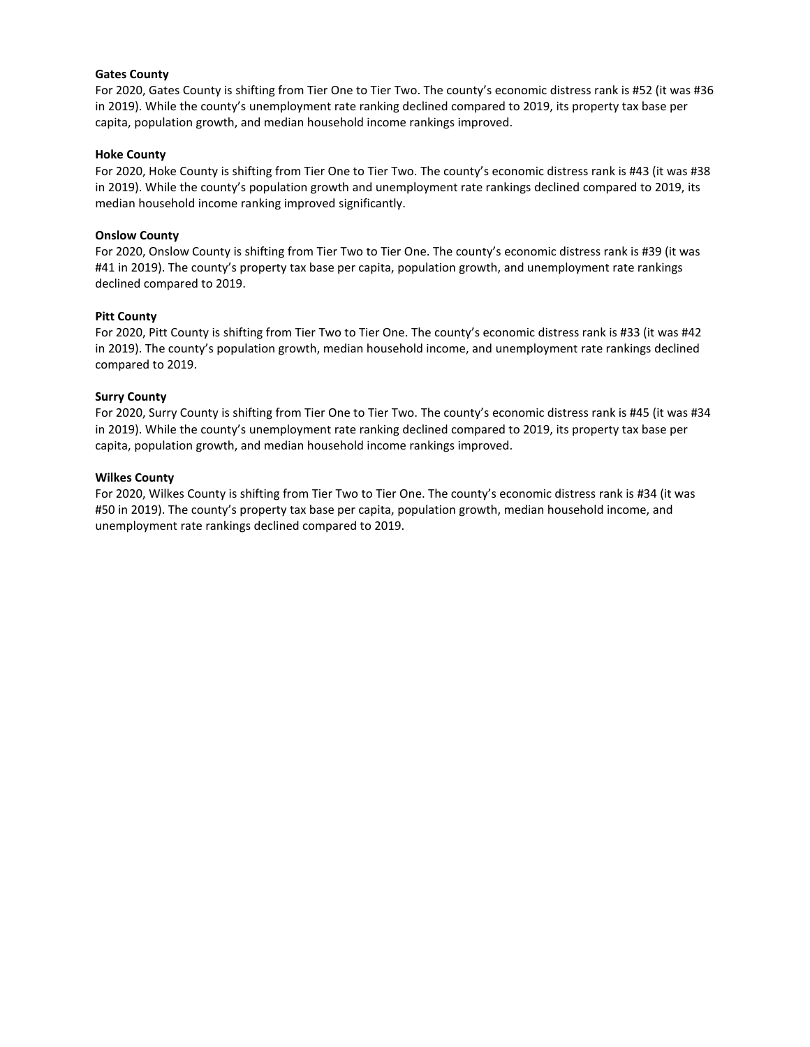**Gates County**

For 2020, Gates County is shifting from Tier One to Tier Two. The county's economic distress rank is #52 (it was #36 in 2019). While the county's unemployment rate ranking declined compared to 2019, its property tax base per capita, population growth, and median household income rankings improved.

**Hoke County**

For 2020, Hoke County is shifting from Tier One to Tier Two. The county's economic distress rank is #43 (it was #38 in 2019). While the county's population growth and unemployment rate rankings declined compared to 2019, its median household income ranking improved significantly.

**Onslow County**

For 2020, Onslow County is shifting from Tier Two to Tier One. The county's economic distress rank is #39 (it was #41 in 2019). The county's property tax base per capita, population growth, and unemployment rate rankings declined compared to 2019.

**Pitt County**

For 2020, Pitt County is shifting from Tier Two to Tier One. The county's economic distress rank is #33 (it was #42 in 2019). The county's population growth, median household income, and unemployment rate rankings declined compared to 2019.

**Surry County**

For 2020, Surry County is shifting from Tier One to Tier Two. The county's economic distress rank is #45 (it was #34 in 2019). While the county's unemployment rate ranking declined compared to 2019, its property tax base per capita, population growth, and median household income rankings improved.

**Wilkes County**

For 2020, Wilkes County is shifting from Tier Two to Tier One. The county's economic distress rank is #34 (it was #50 in 2019). The county's property tax base per capita, population growth, median household income, and unemployment rate rankings declined compared to 2019.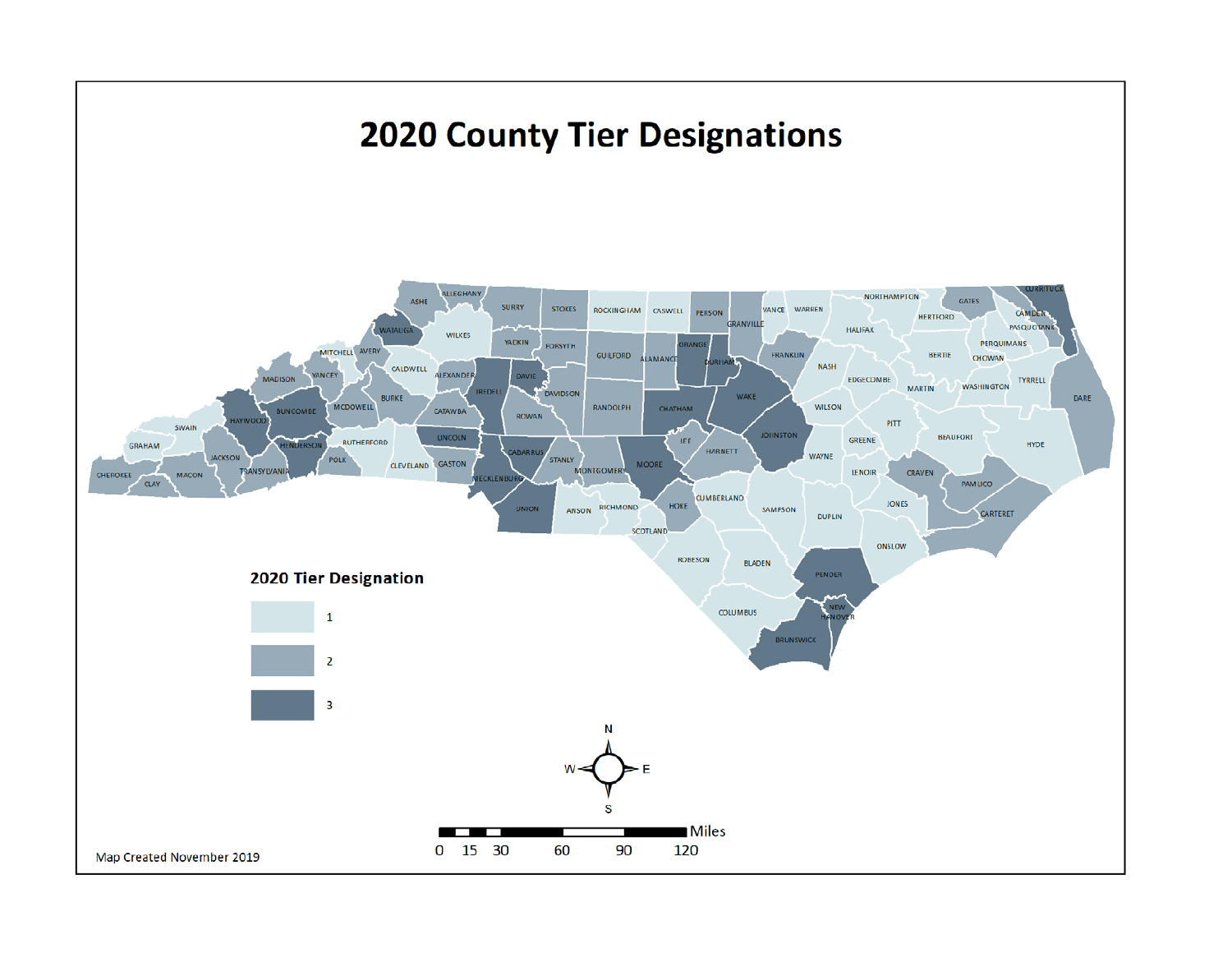# 2020 County Tier Designations

**2020 Tier Designation**

- 1
- 2
- 3

Map Created November 2019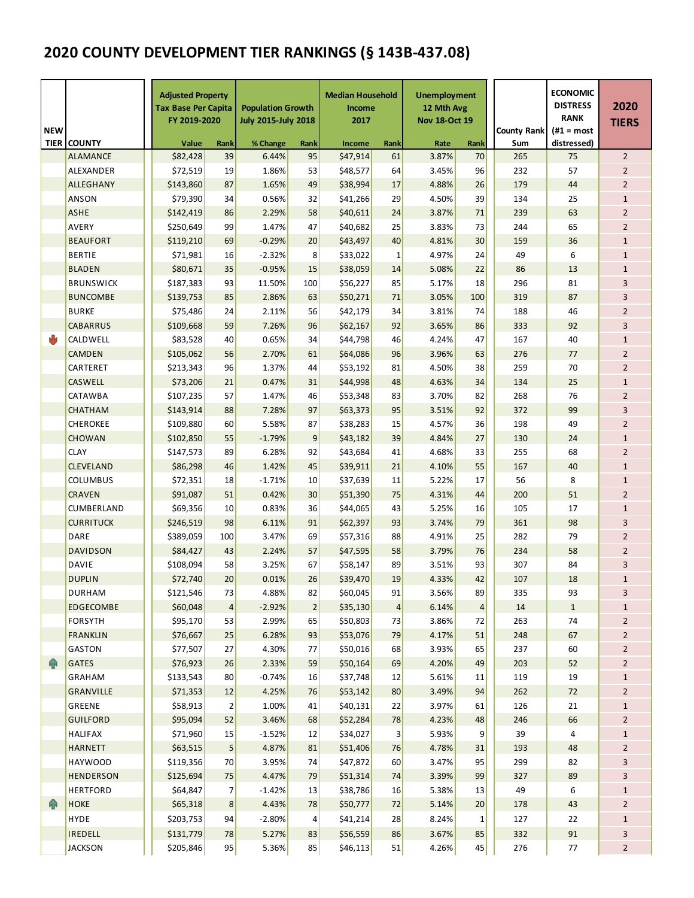# 2020 COUNTY DEVELOPMENT TIER RANKINGS (§ 143B-437.08)

| NEW TIER | COUNTY | Adjusted Property Tax Base Per Capita FY 2019-2020 | | Population Growth July 2015-July 2018 | | Median Household Income 2017 | | Unemployment 12 Mth Avg Nov 18-Oct 19 | | County Rank Sum | ECONOMIC DISTRESS RANK (#1 = most distressed) | 2020 TIERS |
|---|---|---|---|---|---|---|---|---|---|---|---|---|
| | | Value | Rank | % Change | Rank | Income | Rank | Rate | Rank | | | |
| | ALAMANCE | $82,428 | 39 | 6.44% | 95 | $47,914 | 61 | 3.87% | 70 | 265 | 75 | 2 |
| | ALEXANDER | $72,519 | 19 | 1.86% | 53 | $48,577 | 64 | 3.45% | 96 | 232 | 57 | 2 |
| | ALLEGHANY | $143,860 | 87 | 1.65% | 49 | $38,994 | 17 | 4.88% | 26 | 179 | 44 | 2 |
| | ANSON | $79,390 | 34 | 0.56% | 32 | $41,266 | 29 | 4.50% | 39 | 134 | 25 | 1 |
| | ASHE | $142,419 | 86 | 2.29% | 58 | $40,611 | 24 | 3.87% | 71 | 239 | 63 | 2 |
| | AVERY | $250,649 | 99 | 1.47% | 47 | $40,682 | 25 | 3.83% | 73 | 244 | 65 | 2 |
| | BEAUFORT | $119,210 | 69 | -0.29% | 20 | $43,497 | 40 | 4.81% | 30 | 159 | 36 | 1 |
| | BERTIE | $71,981 | 16 | -2.32% | 8 | $33,022 | 1 | 4.97% | 24 | 49 | 6 | 1 |
| | BLADEN | $80,671 | 35 | -0.95% | 15 | $38,059 | 14 | 5.08% | 22 | 86 | 13 | 1 |
| | BRUNSWICK | $187,383 | 93 | 11.50% | 100 | $56,227 | 85 | 5.17% | 18 | 296 | 81 | 3 |
| | BUNCOMBE | $139,753 | 85 | 2.86% | 63 | $50,271 | 71 | 3.05% | 100 | 319 | 87 | 3 |
| | BURKE | $75,486 | 24 | 2.11% | 56 | $42,179 | 34 | 3.81% | 74 | 188 | 46 | 2 |
| | CABARRUS | $109,668 | 59 | 7.26% | 96 | $62,167 | 92 | 3.65% | 86 | 333 | 92 | 3 |
| ↓ | CALDWELL | $83,528 | 40 | 0.65% | 34 | $44,798 | 46 | 4.24% | 47 | 167 | 40 | 1 |
| | CAMDEN | $105,062 | 56 | 2.70% | 61 | $64,086 | 96 | 3.96% | 63 | 276 | 77 | 2 |
| | CARTERET | $213,343 | 96 | 1.37% | 44 | $53,192 | 81 | 4.50% | 38 | 259 | 70 | 2 |
| | CASWELL | $73,206 | 21 | 0.47% | 31 | $44,998 | 48 | 4.63% | 34 | 134 | 25 | 1 |
| | CATAWBA | $107,235 | 57 | 1.47% | 46 | $53,348 | 83 | 3.70% | 82 | 268 | 76 | 2 |
| | CHATHAM | $143,914 | 88 | 7.28% | 97 | $63,373 | 95 | 3.51% | 92 | 372 | 99 | 3 |
| | CHEROKEE | $109,880 | 60 | 5.58% | 87 | $38,283 | 15 | 4.57% | 36 | 198 | 49 | 2 |
| | CHOWAN | $102,850 | 55 | -1.79% | 9 | $43,182 | 39 | 4.84% | 27 | 130 | 24 | 1 |
| | CLAY | $147,573 | 89 | 6.28% | 92 | $43,684 | 41 | 4.68% | 33 | 255 | 68 | 2 |
| | CLEVELAND | $86,298 | 46 | 1.42% | 45 | $39,911 | 21 | 4.10% | 55 | 167 | 40 | 1 |
| | COLUMBUS | $72,351 | 18 | -1.71% | 10 | $37,639 | 11 | 5.22% | 17 | 56 | 8 | 1 |
| | CRAVEN | $91,087 | 51 | 0.42% | 30 | $51,390 | 75 | 4.31% | 44 | 200 | 51 | 2 |
| | CUMBERLAND | $69,356 | 10 | 0.83% | 36 | $44,065 | 43 | 5.25% | 16 | 105 | 17 | 1 |
| | CURRITUCK | $246,519 | 98 | 6.11% | 91 | $62,397 | 93 | 3.74% | 79 | 361 | 98 | 3 |
| | DARE | $389,059 | 100 | 3.47% | 69 | $57,316 | 88 | 4.91% | 25 | 282 | 79 | 2 |
| | DAVIDSON | $84,427 | 43 | 2.24% | 57 | $47,595 | 58 | 3.79% | 76 | 234 | 58 | 2 |
| | DAVIE | $108,094 | 58 | 3.25% | 67 | $58,147 | 89 | 3.51% | 93 | 307 | 84 | 3 |
| | DUPLIN | $72,740 | 20 | 0.01% | 26 | $39,470 | 19 | 4.33% | 42 | 107 | 18 | 1 |
| | DURHAM | $121,546 | 73 | 4.88% | 82 | $60,045 | 91 | 3.56% | 89 | 335 | 93 | 3 |
| | EDGECOMBE | $60,048 | 4 | -2.92% | 2 | $35,130 | 4 | 6.14% | 4 | 14 | 1 | 1 |
| | FORSYTH | $95,170 | 53 | 2.99% | 65 | $50,803 | 73 | 3.86% | 72 | 263 | 74 | 2 |
| | FRANKLIN | $76,667 | 25 | 6.28% | 93 | $53,076 | 79 | 4.17% | 51 | 248 | 67 | 2 |
| | GASTON | $77,507 | 27 | 4.30% | 77 | $50,016 | 68 | 3.93% | 65 | 237 | 60 | 2 |
| ↑ | GATES | $76,923 | 26 | 2.33% | 59 | $50,164 | 69 | 4.20% | 49 | 203 | 52 | 2 |
| | GRAHAM | $133,543 | 80 | -0.74% | 16 | $37,748 | 12 | 5.61% | 11 | 119 | 19 | 1 |
| | GRANVILLE | $71,353 | 12 | 4.25% | 76 | $53,142 | 80 | 3.49% | 94 | 262 | 72 | 2 |
| | GREENE | $58,913 | 2 | 1.00% | 41 | $40,131 | 22 | 3.97% | 61 | 126 | 21 | 1 |
| | GUILFORD | $95,094 | 52 | 3.46% | 68 | $52,284 | 78 | 4.23% | 48 | 246 | 66 | 2 |
| | HALIFAX | $71,960 | 15 | -1.52% | 12 | $34,027 | 3 | 5.93% | 9 | 39 | 4 | 1 |
| | HARNETT | $63,515 | 5 | 4.87% | 81 | $51,406 | 76 | 4.78% | 31 | 193 | 48 | 2 |
| | HAYWOOD | $119,356 | 70 | 3.95% | 74 | $47,872 | 60 | 3.47% | 95 | 299 | 82 | 3 |
| | HENDERSON | $125,694 | 75 | 4.47% | 79 | $51,314 | 74 | 3.39% | 99 | 327 | 89 | 3 |
| | HERTFORD | $64,847 | 7 | -1.42% | 13 | $38,786 | 16 | 5.38% | 13 | 49 | 6 | 1 |
| ↑ | HOKE | $65,318 | 8 | 4.43% | 78 | $50,777 | 72 | 5.14% | 20 | 178 | 43 | 2 |
| | HYDE | $203,753 | 94 | -2.80% | 4 | $41,214 | 28 | 8.24% | 1 | 127 | 22 | 1 |
| | IREDELL | $131,779 | 78 | 5.27% | 83 | $56,559 | 86 | 3.67% | 85 | 332 | 91 | 3 |
| | JACKSON | $205,846 | 95 | 5.36% | 85 | $46,113 | 51 | 4.26% | 45 | 276 | 77 | 2 |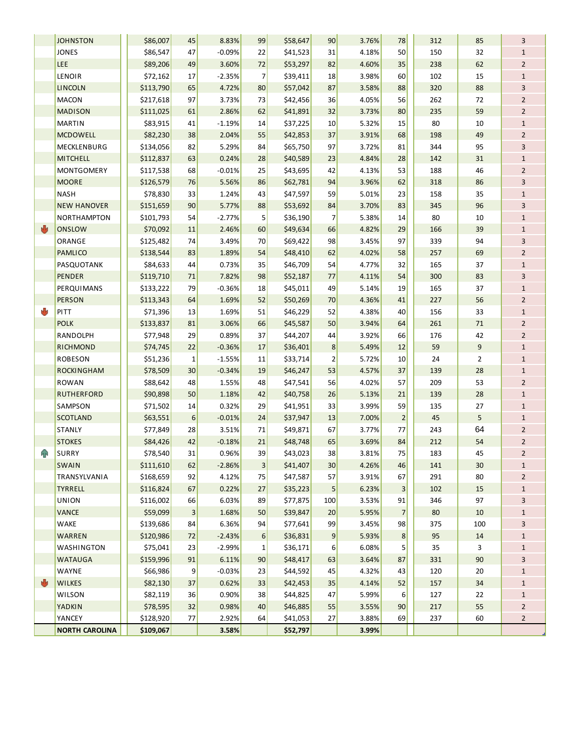| | | | | | | | | | | | |
|---|---|---|---|---|---|---|---|---|---|---|---|
| | JOHNSTON | $86,007 | 45 | 8.83% | 99 | $58,647 | 90 | 3.76% | 78 | 312 | 85 | 3 |
| | JONES | $86,547 | 47 | -0.09% | 22 | $41,523 | 31 | 4.18% | 50 | 150 | 32 | 1 |
| | LEE | $89,206 | 49 | 3.60% | 72 | $53,297 | 82 | 4.60% | 35 | 238 | 62 | 2 |
| | LENOIR | $72,162 | 17 | -2.35% | 7 | $39,411 | 18 | 3.98% | 60 | 102 | 15 | 1 |
| | LINCOLN | $113,790 | 65 | 4.72% | 80 | $57,042 | 87 | 3.58% | 88 | 320 | 88 | 3 |
| | MACON | $217,618 | 97 | 3.73% | 73 | $42,456 | 36 | 4.05% | 56 | 262 | 72 | 2 |
| | MADISON | $111,025 | 61 | 2.86% | 62 | $41,891 | 32 | 3.73% | 80 | 235 | 59 | 2 |
| | MARTIN | $83,915 | 41 | -1.19% | 14 | $37,225 | 10 | 5.32% | 15 | 80 | 10 | 1 |
| | MCDOWELL | $82,230 | 38 | 2.04% | 55 | $42,853 | 37 | 3.91% | 68 | 198 | 49 | 2 |
| | MECKLENBURG | $134,056 | 82 | 5.29% | 84 | $65,750 | 97 | 3.72% | 81 | 344 | 95 | 3 |
| | MITCHELL | $112,837 | 63 | 0.24% | 28 | $40,589 | 23 | 4.84% | 28 | 142 | 31 | 1 |
| | MONTGOMERY | $117,538 | 68 | -0.01% | 25 | $43,695 | 42 | 4.13% | 53 | 188 | 46 | 2 |
| | MOORE | $126,579 | 76 | 5.56% | 86 | $62,781 | 94 | 3.96% | 62 | 318 | 86 | 3 |
| | NASH | $78,830 | 33 | 1.24% | 43 | $47,597 | 59 | 5.01% | 23 | 158 | 35 | 1 |
| | NEW HANOVER | $151,659 | 90 | 5.77% | 88 | $53,692 | 84 | 3.70% | 83 | 345 | 96 | 3 |
| | NORTHAMPTON | $101,793 | 54 | -2.77% | 5 | $36,190 | 7 | 5.38% | 14 | 80 | 10 | 1 |
| ↓ | ONSLOW | $70,092 | 11 | 2.46% | 60 | $49,634 | 66 | 4.82% | 29 | 166 | 39 | 1 |
| | ORANGE | $125,482 | 74 | 3.49% | 70 | $69,422 | 98 | 3.45% | 97 | 339 | 94 | 3 |
| | PAMLICO | $138,544 | 83 | 1.89% | 54 | $48,410 | 62 | 4.02% | 58 | 257 | 69 | 2 |
| | PASQUOTANK | $84,633 | 44 | 0.73% | 35 | $46,709 | 54 | 4.77% | 32 | 165 | 37 | 1 |
| | PENDER | $119,710 | 71 | 7.82% | 98 | $52,187 | 77 | 4.11% | 54 | 300 | 83 | 3 |
| | PERQUIMANS | $133,222 | 79 | -0.36% | 18 | $45,011 | 49 | 5.14% | 19 | 165 | 37 | 1 |
| | PERSON | $113,343 | 64 | 1.69% | 52 | $50,269 | 70 | 4.36% | 41 | 227 | 56 | 2 |
| ↓ | PITT | $71,396 | 13 | 1.69% | 51 | $46,229 | 52 | 4.38% | 40 | 156 | 33 | 1 |
| | POLK | $133,837 | 81 | 3.06% | 66 | $45,587 | 50 | 3.94% | 64 | 261 | 71 | 2 |
| | RANDOLPH | $77,948 | 29 | 0.89% | 37 | $44,207 | 44 | 3.92% | 66 | 176 | 42 | 2 |
| | RICHMOND | $74,745 | 22 | -0.36% | 17 | $36,401 | 8 | 5.49% | 12 | 59 | 9 | 1 |
| | ROBESON | $51,236 | 1 | -1.55% | 11 | $33,714 | 2 | 5.72% | 10 | 24 | 2 | 1 |
| | ROCKINGHAM | $78,509 | 30 | -0.34% | 19 | $46,247 | 53 | 4.57% | 37 | 139 | 28 | 1 |
| | ROWAN | $88,642 | 48 | 1.55% | 48 | $47,541 | 56 | 4.02% | 57 | 209 | 53 | 2 |
| | RUTHERFORD | $90,898 | 50 | 1.18% | 42 | $40,758 | 26 | 5.13% | 21 | 139 | 28 | 1 |
| | SAMPSON | $71,502 | 14 | 0.32% | 29 | $41,951 | 33 | 3.99% | 59 | 135 | 27 | 1 |
| | SCOTLAND | $63,551 | 6 | -0.01% | 24 | $37,947 | 13 | 7.00% | 2 | 45 | 5 | 1 |
| | STANLY | $77,849 | 28 | 3.51% | 71 | $49,871 | 67 | 3.77% | 77 | 243 | 64 | 2 |
| | STOKES | $84,426 | 42 | -0.18% | 21 | $48,748 | 65 | 3.69% | 84 | 212 | 54 | 2 |
| ↑ | SURRY | $78,540 | 31 | 0.96% | 39 | $43,023 | 38 | 3.81% | 75 | 183 | 45 | 2 |
| | SWAIN | $111,610 | 62 | -2.86% | 3 | $41,407 | 30 | 4.26% | 46 | 141 | 30 | 1 |
| | TRANSYLVANIA | $168,659 | 92 | 4.12% | 75 | $47,587 | 57 | 3.91% | 67 | 291 | 80 | 2 |
| | TYRRELL | $116,824 | 67 | 0.22% | 27 | $35,223 | 5 | 6.23% | 3 | 102 | 15 | 1 |
| | UNION | $116,002 | 66 | 6.03% | 89 | $77,875 | 100 | 3.53% | 91 | 346 | 97 | 3 |
| | VANCE | $59,099 | 3 | 1.68% | 50 | $39,847 | 20 | 5.95% | 7 | 80 | 10 | 1 |
| | WAKE | $139,686 | 84 | 6.36% | 94 | $77,641 | 99 | 3.45% | 98 | 375 | 100 | 3 |
| | WARREN | $120,986 | 72 | -2.43% | 6 | $36,831 | 9 | 5.93% | 8 | 95 | 14 | 1 |
| | WASHINGTON | $75,041 | 23 | -2.99% | 1 | $36,171 | 6 | 6.08% | 5 | 35 | 3 | 1 |
| | WATAUGA | $159,996 | 91 | 6.11% | 90 | $48,417 | 63 | 3.64% | 87 | 331 | 90 | 3 |
| | WAYNE | $66,986 | 9 | -0.03% | 23 | $44,592 | 45 | 4.32% | 43 | 120 | 20 | 1 |
| ↓ | WILKES | $82,130 | 37 | 0.62% | 33 | $42,453 | 35 | 4.14% | 52 | 157 | 34 | 1 |
| | WILSON | $82,119 | 36 | 0.90% | 38 | $44,825 | 47 | 5.99% | 6 | 127 | 22 | 1 |
| | YADKIN | $78,595 | 32 | 0.98% | 40 | $46,885 | 55 | 3.55% | 90 | 217 | 55 | 2 |
| | YANCEY | $128,920 | 77 | 2.92% | 64 | $41,053 | 27 | 3.88% | 69 | 237 | 60 | 2 |
| | **NORTH CAROLINA** | **$109,067** | | **3.58%** | | **$52,797** | | **3.99%** | | | | |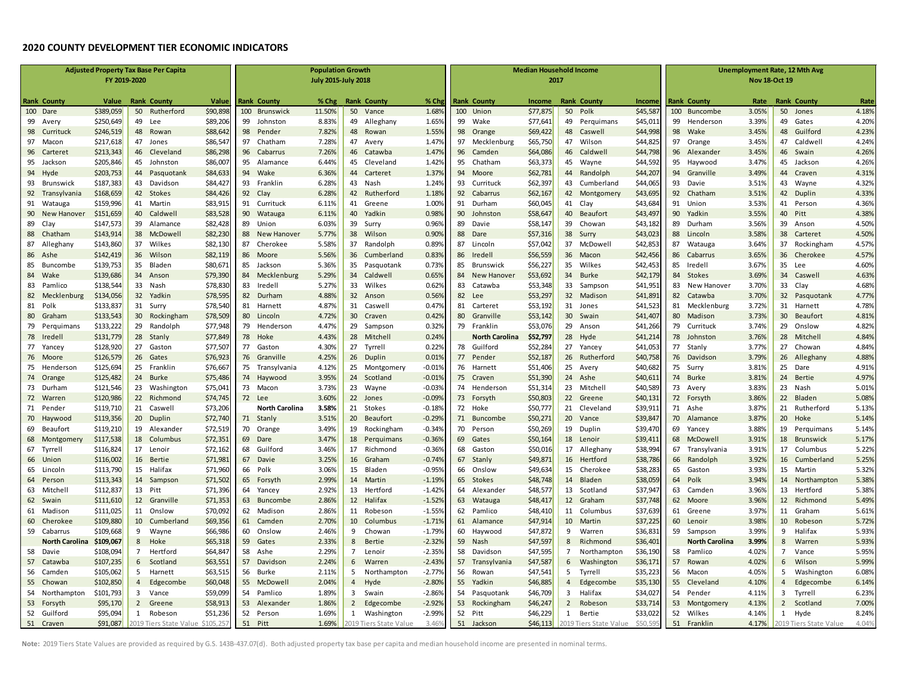## 2020 COUNTY DEVELOPMENT TIER ECONOMIC INDICATORS

### Adjusted Property Tax Base Per Capita FY 2019-2020

| Rank | County | Value | Rank | County | Value |
|---|---|---|---|---|---|
| 100 | Dare | $389,059 | 50 | Rutherford | $90,898 |
| 99 | Avery | $250,649 | 49 | Lee | $89,206 |
| 98 | Currituck | $246,519 | 48 | Rowan | $88,642 |
| 97 | Macon | $217,618 | 47 | Jones | $86,547 |
| 96 | Carteret | $213,343 | 46 | Cleveland | $86,298 |
| 95 | Jackson | $205,846 | 45 | Johnston | $86,007 |
| 94 | Hyde | $203,753 | 44 | Pasquotank | $84,633 |
| 93 | Brunswick | $187,383 | 43 | Davidson | $84,427 |
| 92 | Transylvania | $168,659 | 42 | Stokes | $84,426 |
| 91 | Watauga | $159,996 | 41 | Martin | $83,915 |
| 90 | New Hanover | $151,659 | 40 | Caldwell | $83,528 |
| 89 | Clay | $147,573 | 39 | Alamance | $82,428 |
| 88 | Chatham | $143,914 | 38 | McDowell | $82,230 |
| 87 | Alleghany | $143,860 | 37 | Wilkes | $82,130 |
| 86 | Ashe | $142,419 | 36 | Wilson | $82,119 |
| 85 | Buncombe | $139,753 | 35 | Bladen | $80,671 |
| 84 | Wake | $139,686 | 34 | Anson | $79,390 |
| 83 | Pamlico | $138,544 | 33 | Nash | $78,830 |
| 82 | Mecklenburg | $134,056 | 32 | Yadkin | $78,595 |
| 81 | Polk | $133,837 | 31 | Surry | $78,540 |
| 80 | Graham | $133,543 | 30 | Rockingham | $78,509 |
| 79 | Perquimans | $133,222 | 29 | Randolph | $77,948 |
| 78 | Iredell | $131,779 | 28 | Stanly | $77,849 |
| 77 | Yancey | $128,920 | 27 | Gaston | $77,507 |
| 76 | Moore | $126,579 | 26 | Gates | $76,923 |
| 75 | Henderson | $125,694 | 25 | Franklin | $76,667 |
| 74 | Orange | $125,482 | 24 | Burke | $75,486 |
| 73 | Durham | $121,546 | 23 | Washington | $75,041 |
| 72 | Warren | $120,986 | 22 | Richmond | $74,745 |
| 71 | Pender | $119,710 | 21 | Caswell | $73,206 |
| 70 | Haywood | $119,356 | 20 | Duplin | $72,740 |
| 69 | Beaufort | $119,210 | 19 | Alexander | $72,519 |
| 68 | Montgomery | $117,538 | 18 | Columbus | $72,351 |
| 67 | Tyrrell | $116,824 | 17 | Lenoir | $72,162 |
| 66 | Union | $116,002 | 16 | Bertie | $71,981 |
| 65 | Lincoln | $113,790 | 15 | Halifax | $71,960 |
| 64 | Person | $113,343 | 14 | Sampson | $71,502 |
| 63 | Mitchell | $112,837 | 13 | Pitt | $71,396 |
| 62 | Swain | $111,610 | 12 | Granville | $71,353 |
| 61 | Madison | $111,025 | 11 | Onslow | $70,092 |
| 60 | Cherokee | $109,880 | 10 | Cumberland | $69,356 |
| 59 | Cabarrus | $109,668 | 9 | Wayne | $66,986 |
| | **North Carolina** | **$109,067** | 8 | Hoke | $65,318 |
| 58 | Davie | $108,094 | 7 | Hertford | $64,847 |
| 57 | Catawba | $107,235 | 6 | Scotland | $63,551 |
| 56 | Camden | $105,062 | 5 | Harnett | $63,515 |
| 55 | Chowan | $102,850 | 4 | Edgecombe | $60,048 |
| 54 | Northampton | $101,793 | 3 | Vance | $59,099 |
| 53 | Forsyth | $95,170 | 2 | Greene | $58,913 |
| 52 | Guilford | $95,094 | 1 | Robeson | $51,236 |
| 51 | Craven | $91,087 | | 2019 Tiers State Value | $105,257 |

### Population Growth July 2015-July 2018

| Rank | County | % Chg | Rank | County | % Chg |
|---|---|---|---|---|---|
| 100 | Brunswick | 11.50% | 50 | Vance | 1.68% |
| 99 | Johnston | 8.83% | 49 | Alleghany | 1.65% |
| 98 | Pender | 7.82% | 48 | Rowan | 1.55% |
| 97 | Chatham | 7.28% | 47 | Avery | 1.47% |
| 96 | Cabarrus | 7.26% | 46 | Catawba | 1.47% |
| 95 | Alamance | 6.44% | 45 | Cleveland | 1.42% |
| 94 | Wake | 6.36% | 44 | Carteret | 1.37% |
| 93 | Franklin | 6.28% | 43 | Nash | 1.24% |
| 92 | Clay | 6.28% | 42 | Rutherford | 1.18% |
| 91 | Currituck | 6.11% | 41 | Greene | 1.00% |
| 90 | Watauga | 6.11% | 40 | Yadkin | 0.98% |
| 89 | Union | 6.03% | 39 | Surry | 0.96% |
| 88 | New Hanover | 5.77% | 38 | Wilson | 0.90% |
| 87 | Cherokee | 5.58% | 37 | Randolph | 0.89% |
| 86 | Moore | 5.56% | 36 | Cumberland | 0.83% |
| 85 | Jackson | 5.36% | 35 | Pasquotank | 0.73% |
| 84 | Mecklenburg | 5.29% | 34 | Caldwell | 0.65% |
| 83 | Iredell | 5.27% | 33 | Wilkes | 0.62% |
| 82 | Durham | 4.88% | 32 | Anson | 0.56% |
| 81 | Harnett | 4.87% | 31 | Caswell | 0.47% |
| 80 | Lincoln | 4.72% | 30 | Craven | 0.42% |
| 79 | Henderson | 4.47% | 29 | Sampson | 0.32% |
| 78 | Hoke | 4.43% | 28 | Mitchell | 0.24% |
| 77 | Gaston | 4.30% | 27 | Tyrrell | 0.22% |
| 76 | Granville | 4.25% | 26 | Duplin | 0.01% |
| 75 | Transylvania | 4.12% | 25 | Montgomery | -0.01% |
| 74 | Haywood | 3.95% | 24 | Scotland | -0.01% |
| 73 | Macon | 3.73% | 23 | Wayne | -0.03% |
| 72 | Lee | 3.60% | 22 | Jones | -0.09% |
| | **North Carolina** | **3.58%** | 21 | Stokes | -0.18% |
| 71 | Stanly | 3.51% | 20 | Beaufort | -0.29% |
| 70 | Orange | 3.49% | 19 | Rockingham | -0.34% |
| 69 | Dare | 3.47% | 18 | Perquimans | -0.36% |
| 68 | Guilford | 3.46% | 17 | Richmond | -0.36% |
| 67 | Davie | 3.25% | 16 | Graham | -0.74% |
| 66 | Polk | 3.06% | 15 | Bladen | -0.95% |
| 65 | Forsyth | 2.99% | 14 | Martin | -1.19% |
| 64 | Yancey | 2.92% | 13 | Hertford | -1.42% |
| 63 | Buncombe | 2.86% | 12 | Halifax | -1.52% |
| 62 | Madison | 2.86% | 11 | Robeson | -1.55% |
| 61 | Camden | 2.70% | 10 | Columbus | -1.71% |
| 60 | Onslow | 2.46% | 9 | Chowan | -1.79% |
| 59 | Gates | 2.33% | 8 | Bertie | -2.32% |
| 58 | Ashe | 2.29% | 7 | Lenoir | -2.35% |
| 57 | Davidson | 2.24% | 6 | Warren | -2.43% |
| 56 | Burke | 2.11% | 5 | Northampton | -2.77% |
| 55 | McDowell | 2.04% | 4 | Hyde | -2.80% |
| 54 | Pamlico | 1.89% | 3 | Swain | -2.86% |
| 53 | Alexander | 1.86% | 2 | Edgecombe | -2.92% |
| 52 | Person | 1.69% | 1 | Washington | -2.99% |
| 51 | Pitt | 1.69% | | 2019 Tiers State Value | 3.46% |

### Median Household Income 2017

| Rank | County | Income | Rank | County | Income |
|---|---|---|---|---|---|
| 100 | Union | $77,875 | 50 | Polk | $45,587 |
| 99 | Wake | $77,641 | 49 | Perquimans | $45,011 |
| 98 | Orange | $69,422 | 48 | Caswell | $44,998 |
| 97 | Mecklenburg | $65,750 | 47 | Wilson | $44,825 |
| 96 | Camden | $64,086 | 46 | Caldwell | $44,798 |
| 95 | Chatham | $63,373 | 45 | Wayne | $44,592 |
| 94 | Moore | $62,781 | 44 | Randolph | $44,207 |
| 93 | Currituck | $62,397 | 43 | Cumberland | $44,065 |
| 92 | Cabarrus | $62,167 | 42 | Montgomery | $43,695 |
| 91 | Durham | $60,045 | 41 | Clay | $43,684 |
| 90 | Johnston | $58,647 | 40 | Beaufort | $43,497 |
| 89 | Davie | $58,147 | 39 | Chowan | $43,182 |
| 88 | Dare | $57,316 | 38 | Surry | $43,023 |
| 87 | Lincoln | $57,042 | 37 | McDowell | $42,853 |
| 86 | Iredell | $56,559 | 36 | Macon | $42,456 |
| 85 | Brunswick | $56,227 | 35 | Wilkes | $42,453 |
| 84 | New Hanover | $53,692 | 34 | Burke | $42,179 |
| 83 | Catawba | $53,348 | 33 | Sampson | $41,951 |
| 82 | Lee | $53,297 | 32 | Madison | $41,891 |
| 81 | Carteret | $53,192 | 31 | Jones | $41,523 |
| 80 | Granville | $53,142 | 30 | Swain | $41,407 |
| 79 | Franklin | $53,076 | 29 | Anson | $41,266 |
| | **North Carolina** | **$52,797** | 28 | Hyde | $41,214 |
| 78 | Guilford | $52,284 | 27 | Yancey | $41,053 |
| 77 | Pender | $52,187 | 26 | Rutherford | $40,758 |
| 76 | Harnett | $51,406 | 25 | Avery | $40,682 |
| 75 | Craven | $51,390 | 24 | Ashe | $40,611 |
| 74 | Henderson | $51,314 | 23 | Mitchell | $40,589 |
| 73 | Forsyth | $50,803 | 22 | Greene | $40,131 |
| 72 | Hoke | $50,777 | 21 | Cleveland | $39,911 |
| 71 | Buncombe | $50,271 | 20 | Vance | $39,847 |
| 70 | Person | $50,269 | 19 | Duplin | $39,470 |
| 69 | Gates | $50,164 | 18 | Lenoir | $39,411 |
| 68 | Gaston | $50,016 | 17 | Alleghany | $38,994 |
| 67 | Stanly | $49,871 | 16 | Hertford | $38,786 |
| 66 | Onslow | $49,634 | 15 | Cherokee | $38,283 |
| 65 | Stokes | $48,748 | 14 | Bladen | $38,059 |
| 64 | Alexander | $48,577 | 13 | Scotland | $37,947 |
| 63 | Watauga | $48,417 | 12 | Graham | $37,748 |
| 62 | Pamlico | $48,410 | 11 | Columbus | $37,639 |
| 61 | Alamance | $47,914 | 10 | Martin | $37,225 |
| 60 | Haywood | $47,872 | 9 | Warren | $36,831 |
| 59 | Nash | $47,597 | 8 | Richmond | $36,401 |
| 58 | Davidson | $47,595 | 7 | Northampton | $36,190 |
| 57 | Transylvania | $47,587 | 6 | Washington | $36,171 |
| 56 | Rowan | $47,541 | 5 | Tyrrell | $35,223 |
| 55 | Yadkin | $46,885 | 4 | Edgecombe | $35,130 |
| 54 | Pasquotank | $46,709 | 3 | Halifax | $34,027 |
| 53 | Rockingham | $46,247 | 2 | Robeson | $33,714 |
| 52 | Pitt | $46,229 | 1 | Bertie | $33,022 |
| 51 | Jackson | $46,113 | | 2019 Tiers State Value | $50,595 |

### Unemployment Rate, 12 Mth Avg Nov 18-Oct 19

| Rank | County | Rate | Rank | County | Rate |
|---|---|---|---|---|---|
| 100 | Buncombe | 3.05% | 50 | Jones | 4.18% |
| 99 | Henderson | 3.39% | 49 | Gates | 4.20% |
| 98 | Wake | 3.45% | 48 | Guilford | 4.23% |
| 97 | Orange | 3.45% | 47 | Caldwell | 4.24% |
| 96 | Alexander | 3.45% | 46 | Swain | 4.26% |
| 95 | Haywood | 3.47% | 45 | Jackson | 4.26% |
| 94 | Granville | 3.49% | 44 | Craven | 4.31% |
| 93 | Davie | 3.51% | 43 | Wayne | 4.32% |
| 92 | Chatham | 3.51% | 42 | Duplin | 4.33% |
| 91 | Union | 3.53% | 41 | Person | 4.36% |
| 90 | Yadkin | 3.55% | 40 | Pitt | 4.38% |
| 89 | Durham | 3.56% | 39 | Anson | 4.50% |
| 88 | Lincoln | 3.58% | 38 | Carteret | 4.50% |
| 87 | Watauga | 3.64% | 37 | Rockingham | 4.57% |
| 86 | Cabarrus | 3.65% | 36 | Cherokee | 4.57% |
| 85 | Iredell | 3.67% | 35 | Lee | 4.60% |
| 84 | Stokes | 3.69% | 34 | Caswell | 4.63% |
| 83 | New Hanover | 3.70% | 33 | Clay | 4.68% |
| 82 | Catawba | 3.70% | 32 | Pasquotank | 4.77% |
| 81 | Mecklenburg | 3.72% | 31 | Harnett | 4.78% |
| 80 | Madison | 3.73% | 30 | Beaufort | 4.81% |
| 79 | Currituck | 3.74% | 29 | Onslow | 4.82% |
| 78 | Johnston | 3.76% | 28 | Mitchell | 4.84% |
| 77 | Stanly | 3.77% | 27 | Chowan | 4.84% |
| 76 | Davidson | 3.79% | 26 | Alleghany | 4.88% |
| 75 | Surry | 3.81% | 25 | Dare | 4.91% |
| 74 | Burke | 3.81% | 24 | Bertie | 4.97% |
| 73 | Avery | 3.83% | 23 | Nash | 5.01% |
| 72 | Forsyth | 3.86% | 22 | Bladen | 5.08% |
| 71 | Ashe | 3.87% | 21 | Rutherford | 5.13% |
| 70 | Alamance | 3.87% | 20 | Hoke | 5.14% |
| 69 | Yancey | 3.88% | 19 | Perquimans | 5.14% |
| 68 | McDowell | 3.91% | 18 | Brunswick | 5.17% |
| 67 | Transylvania | 3.91% | 17 | Columbus | 5.22% |
| 66 | Randolph | 3.92% | 16 | Cumberland | 5.25% |
| 65 | Gaston | 3.93% | 15 | Martin | 5.32% |
| 64 | Polk | 3.94% | 14 | Northampton | 5.38% |
| 63 | Camden | 3.96% | 13 | Hertford | 5.38% |
| 62 | Moore | 3.96% | 12 | Richmond | 5.49% |
| 61 | Greene | 3.97% | 11 | Graham | 5.61% |
| 60 | Lenoir | 3.98% | 10 | Robeson | 5.72% |
| 59 | Sampson | 3.99% | 9 | Halifax | 5.93% |
| | **North Carolina** | **3.99%** | 8 | Warren | 5.93% |
| 58 | Pamlico | 4.02% | 7 | Vance | 5.95% |
| 57 | Rowan | 4.02% | 6 | Wilson | 5.99% |
| 56 | Macon | 4.05% | 5 | Washington | 6.08% |
| 55 | Cleveland | 4.10% | 4 | Edgecombe | 6.14% |
| 54 | Pender | 4.11% | 3 | Tyrrell | 6.23% |
| 53 | Montgomery | 4.13% | 2 | Scotland | 7.00% |
| 52 | Wilkes | 4.14% | 1 | Hyde | 8.24% |
| 51 | Franklin | 4.17% | | 2019 Tiers State Value | 4.04% |

**Note:** 2019 Tiers State Values are provided as required by G.S. 143B-437.07(d). Both adjusted property tax base per capita and median household income are presented in nominal terms.